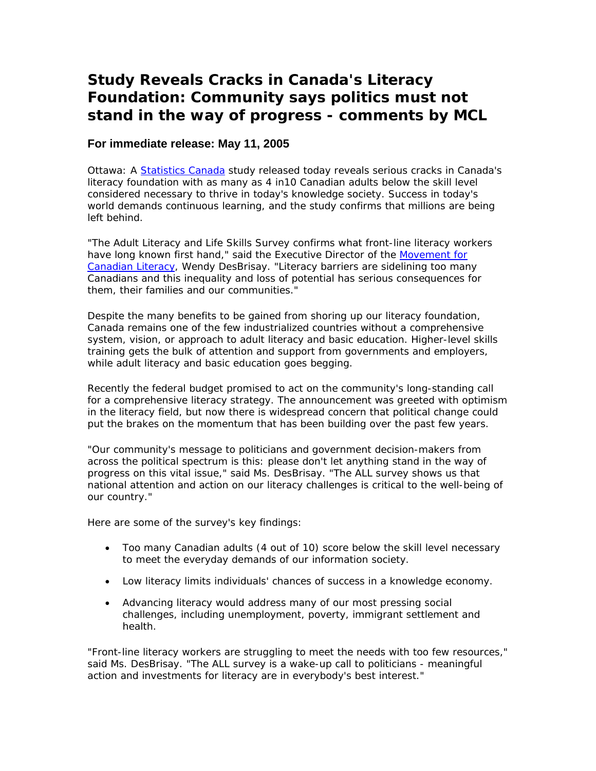# Study Reveals Cracks in Canada's Literacy Foundation: Community says politics must not stand in the way of progress - comments by MCL

### For immediate release: May 11, 2005

Ottawa: A Statistics Canada study released today reveals serious cracks in Canada's literacy foundation with as many as 4 in10 Canadian adults below the skill level considered necessary to thrive in today's knowledge society. Success in today's world demands continuous learning, and the study confirms that millions are being left behind.

"The Adult Literacy and Life Skills Survey confirms what front-line literacy workers have long known first hand," said the Executive Director of the Movement for Canadian Literacy, Wendy DesBrisay. "Literacy barriers are sidelining too many Canadians and this inequality and loss of potential has serious consequences for them, their families and our communities."

Despite the many benefits to be gained from shoring up our literacy foundation, Canada remains one of the few industrialized countries without a comprehensive system, vision, or approach to adult literacy and basic education. Higher-level skills training gets the bulk of attention and support from governments and employers, while adult literacy and basic education goes begging.

Recently the federal budget promised to act on the community's long-standing call for a comprehensive literacy strategy. The announcement was greeted with optimism in the literacy field, but now there is widespread concern that political change could put the brakes on the momentum that has been building over the past few years.

"Our community's message to politicians and government decision-makers from across the political spectrum is this: please don't let anything stand in the way of progress on this vital issue," said Ms. DesBrisay. "The ALL survey shows us that national attention and action on our literacy challenges is critical to the well-being of our country."

Here are some of the survey's key findings:

- Too many Canadian adults (4 out of 10) score below the skill level necessary to meet the everyday demands of our information society.
- Low literacy limits individuals' chances of success in a knowledge economy.
- Advancing literacy would address many of our most pressing social challenges, including unemployment, poverty, immigrant settlement and health.

"Front-line literacy workers are struggling to meet the needs with too few resources," said Ms. DesBrisay. "The ALL survey is a wake-up call to politicians - meaningful action and investments for literacy are in everybody's best interest."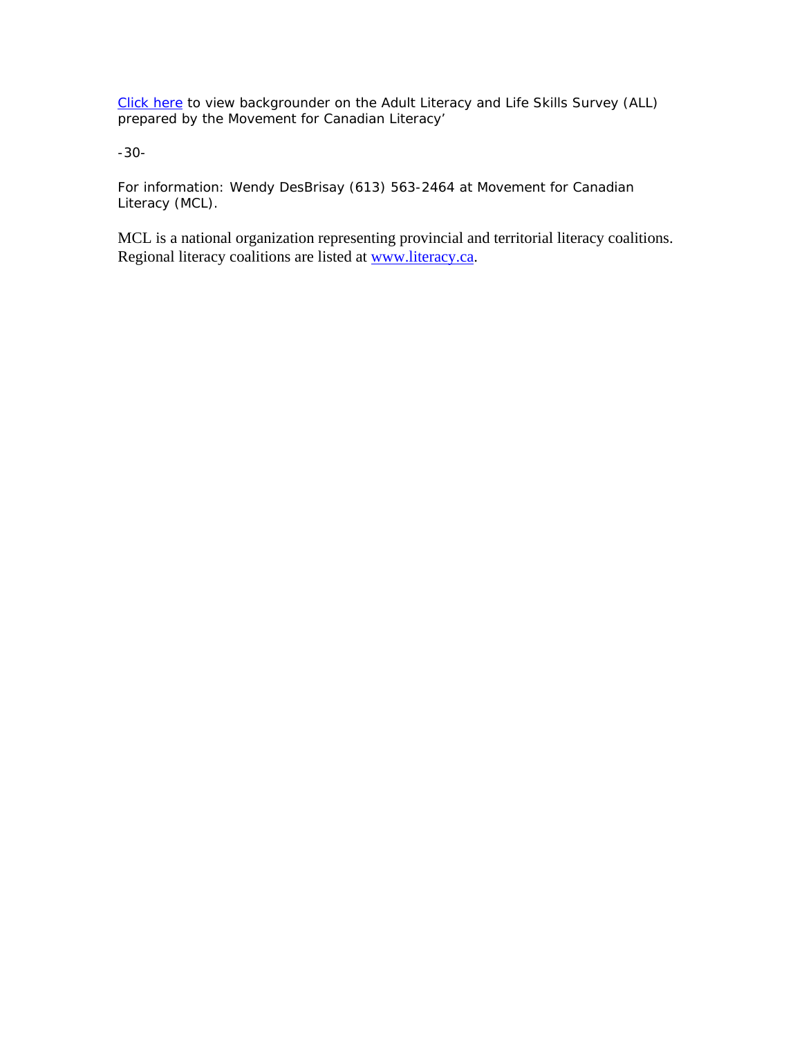Click here to view backgrounder on the Adult Literacy and Life Skills Survey (ALL) prepared by the Movement for Canadian Literacy'

-30-

For information: Wendy DesBrisay (613) 563-2464 at Movement for Canadian Literacy (MCL).

MCL is a national organization representing provincial and territorial literacy coalitions. Regional literacy coalitions are listed at www.literacy.ca.